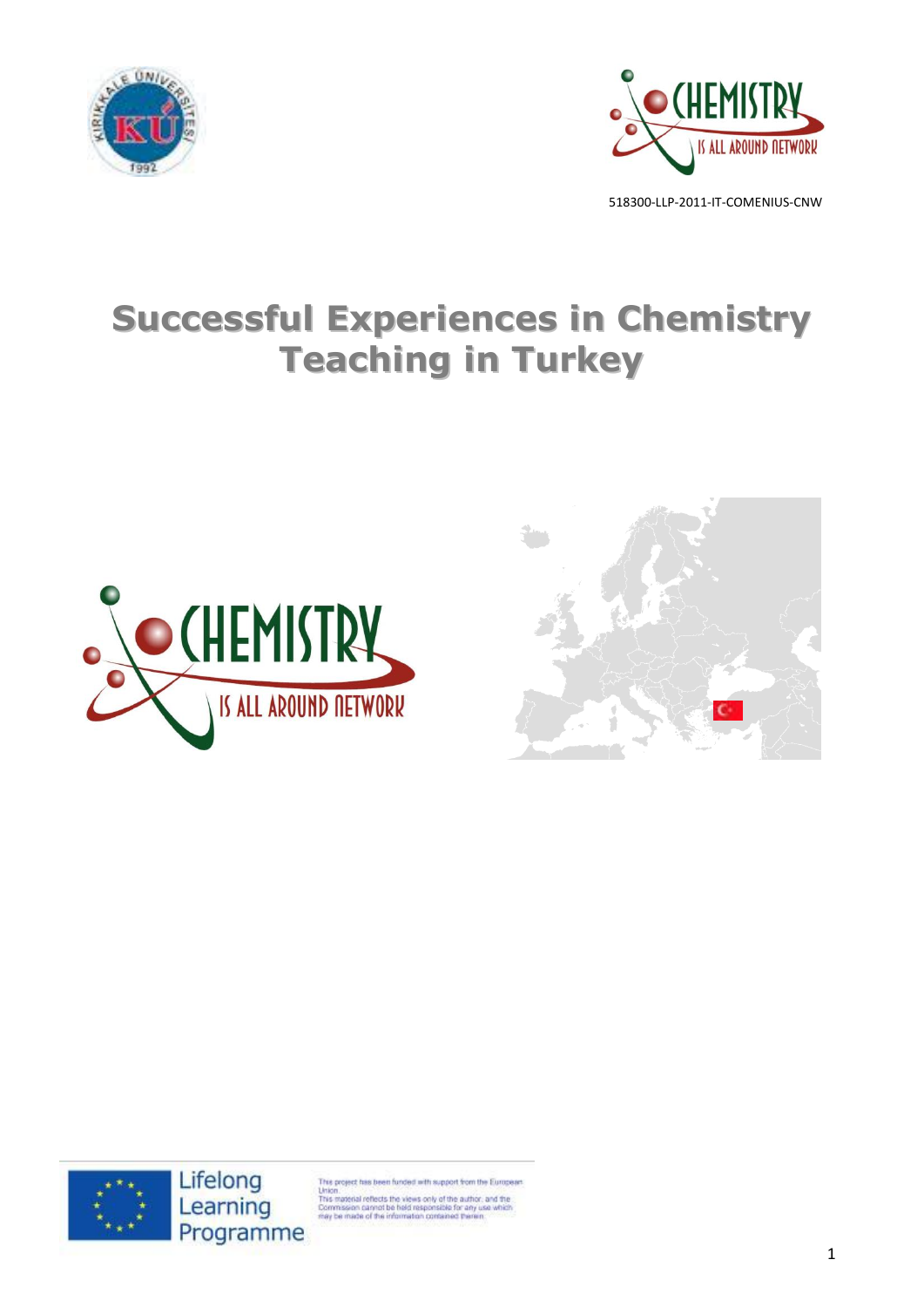518300-LLP-2011-IT-COMENIUS-CNW

# Successful Experiences in Chemistry Teaching in Turkey

Lifelong Learning Programme

This project has been funded with support from the European Union.
This material reflects the views only of the author, and the Commission cannot be held responsible for any use which may be made of the information contained therein.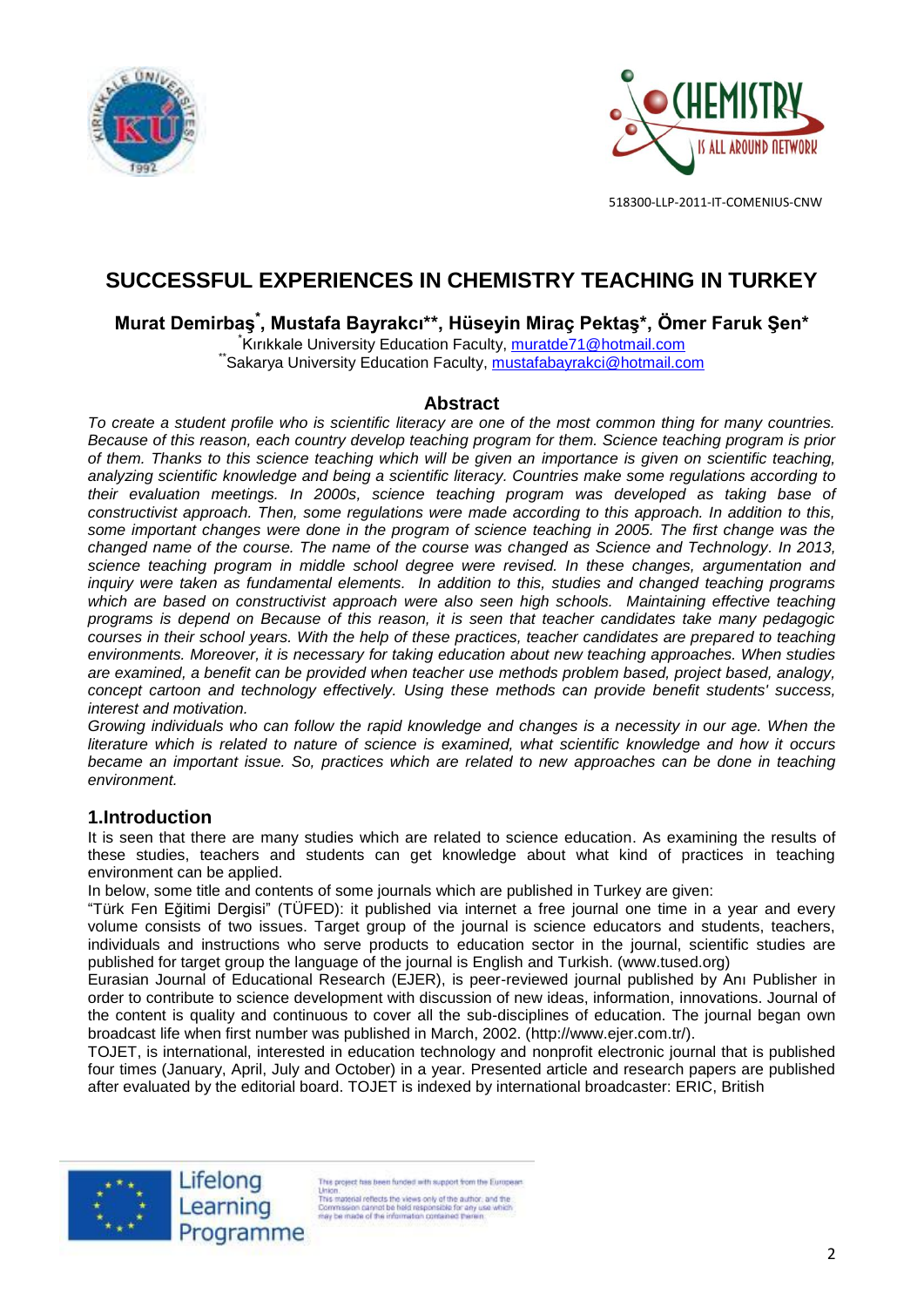# SUCCESSFUL EXPERIENCES IN CHEMISTRY TEACHING IN TURKEY

**Murat Demirbaş[*], Mustafa Bayrakcı[**], Hüseyin Miraç Pektaş[*], Ömer Faruk Şen[*]**

[*]Kırıkkale University Education Faculty, muratde71@hotmail.com
[**]Sakarya University Education Faculty, mustafabayrakci@hotmail.com

## Abstract

*To create a student profile who is scientific literacy are one of the most common thing for many countries. Because of this reason, each country develop teaching program for them. Science teaching program is prior of them. Thanks to this science teaching which will be given an importance is given on scientific teaching, analyzing scientific knowledge and being a scientific literacy. Countries make some regulations according to their evaluation meetings. In 2000s, science teaching program was developed as taking base of constructivist approach. Then, some regulations were made according to this approach. In addition to this, some important changes were done in the program of science teaching in 2005. The first change was the changed name of the course. The name of the course was changed as Science and Technology. In 2013, science teaching program in middle school degree were revised. In these changes, argumentation and inquiry were taken as fundamental elements. In addition to this, studies and changed teaching programs which are based on constructivist approach were also seen high schools. Maintaining effective teaching programs is depend on Because of this reason, it is seen that teacher candidates take many pedagogic courses in their school years. With the help of these practices, teacher candidates are prepared to teaching environments. Moreover, it is necessary for taking education about new teaching approaches. When studies are examined, a benefit can be provided when teacher use methods problem based, project based, analogy, concept cartoon and technology effectively. Using these methods can provide benefit students' success, interest and motivation.*

*Growing individuals who can follow the rapid knowledge and changes is a necessity in our age. When the literature which is related to nature of science is examined, what scientific knowledge and how it occurs became an important issue. So, practices which are related to new approaches can be done in teaching environment.*

## 1.Introduction

It is seen that there are many studies which are related to science education. As examining the results of these studies, teachers and students can get knowledge about what kind of practices in teaching environment can be applied.

In below, some title and contents of some journals which are published in Turkey are given:

"Türk Fen Eğitimi Dergisi" (TÜFED): it published via internet a free journal one time in a year and every volume consists of two issues. Target group of the journal is science educators and students, teachers, individuals and instructions who serve products to education sector in the journal, scientific studies are published for target group the language of the journal is English and Turkish. (www.tused.org)

Eurasian Journal of Educational Research (EJER), is peer-reviewed journal published by Anı Publisher in order to contribute to science development with discussion of new ideas, information, innovations. Journal of the content is quality and continuous to cover all the sub-disciplines of education. The journal began own broadcast life when first number was published in March, 2002. (http://www.ejer.com.tr/).

TOJET, is international, interested in education technology and nonprofit electronic journal that is published four times (January, April, July and October) in a year. Presented article and research papers are published after evaluated by the editorial board. TOJET is indexed by international broadcaster: ERIC, British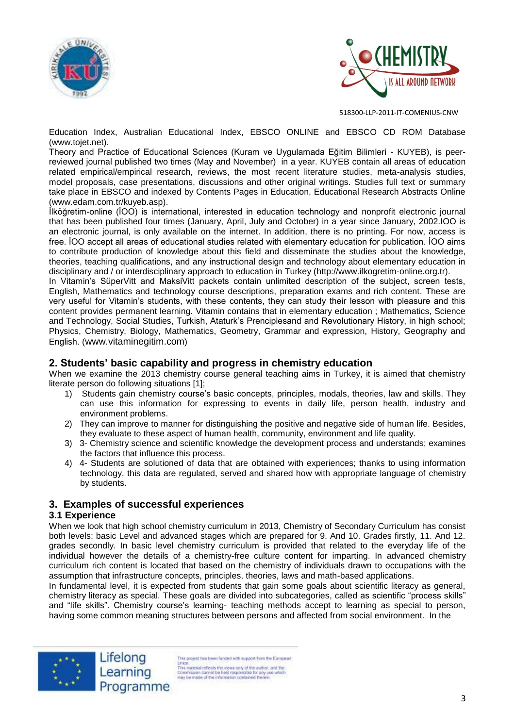Education Index, Australian Educational Index, EBSCO ONLINE and EBSCO CD ROM Database (www.tojet.net).

Theory and Practice of Educational Sciences (Kuram ve Uygulamada Eğitim Bilimleri - KUYEB), is peer-reviewed journal published two times (May and November) in a year. KUYEB contain all areas of education related empirical/empirical research, reviews, the most recent literature studies, meta-analysis studies, model proposals, case presentations, discussions and other original writings. Studies full text or summary take place in EBSCO and indexed by Contents Pages in Education, Educational Research Abstracts Online (www.edam.com.tr/kuyeb.asp).

İlköğretim-online (İOO) is international, interested in education technology and nonprofit electronic journal that has been published four times (January, April, July and October) in a year since January, 2002.IOO is an electronic journal, is only available on the internet. In addition, there is no printing. For now, access is free. İOO accept all areas of educational studies related with elementary education for publication. İOO aims to contribute production of knowledge about this field and disseminate the studies about the knowledge, theories, teaching qualifications, and any instructional design and technology about elementary education in disciplinary and / or interdisciplinary approach to education in Turkey (http://www.ilkogretim-online.org.tr).

In Vitamin's SüperVitt and MaksiVitt packets contain unlimited description of the subject, screen tests, English, Mathematics and technology course descriptions, preparation exams and rich content. These are very useful for Vitamin's students, with these contents, they can study their lesson with pleasure and this content provides permanent learning. Vitamin contains that in elementary education ; Mathematics, Science and Technology, Social Studies, Turkish, Ataturk's Prenciplesand and Revolutionary History, in high school; Physics, Chemistry, Biology, Mathematics, Geometry, Grammar and expression, History, Geography and English. (www.vitaminegitim.com)

## 2. Students' basic capability and progress in chemistry education

When we examine the 2013 chemistry course general teaching aims in Turkey, it is aimed that chemistry literate person do following situations [1];

1) Students gain chemistry course's basic concepts, principles, modals, theories, law and skills. They can use this information for expressing to events in daily life, person health, industry and environment problems.
2) They can improve to manner for distinguishing the positive and negative side of human life. Besides, they evaluate to these aspect of human health, community, environment and life quality.
3) 3- Chemistry science and scientific knowledge the development process and understands; examines the factors that influence this process.
4) 4- Students are solutioned of data that are obtained with experiences; thanks to using information technology, this data are regulated, served and shared how with appropriate language of chemistry by students.

## 3. Examples of successful experiences

### 3.1 Experience

When we look that high school chemistry curriculum in 2013, Chemistry of Secondary Curriculum has consist both levels; basic Level and advanced stages which are prepared for 9. And 10. Grades firstly, 11. And 12. grades secondly. In basic level chemistry curriculum is provided that related to the everyday life of the individual however the details of a chemistry-free culture content for imparting. In advanced chemistry curriculum rich content is located that based on the chemistry of individuals drawn to occupations with the assumption that infrastructure concepts, principles, theories, laws and math-based applications.

In fundamental level, it is expected from students that gain some goals about scientific literacy as general, chemistry literacy as special. These goals are divided into subcategories, called as scientific "process skills" and "life skills". Chemistry course's learning- teaching methods accept to learning as special to person, having some common meaning structures between persons and affected from social environment. In the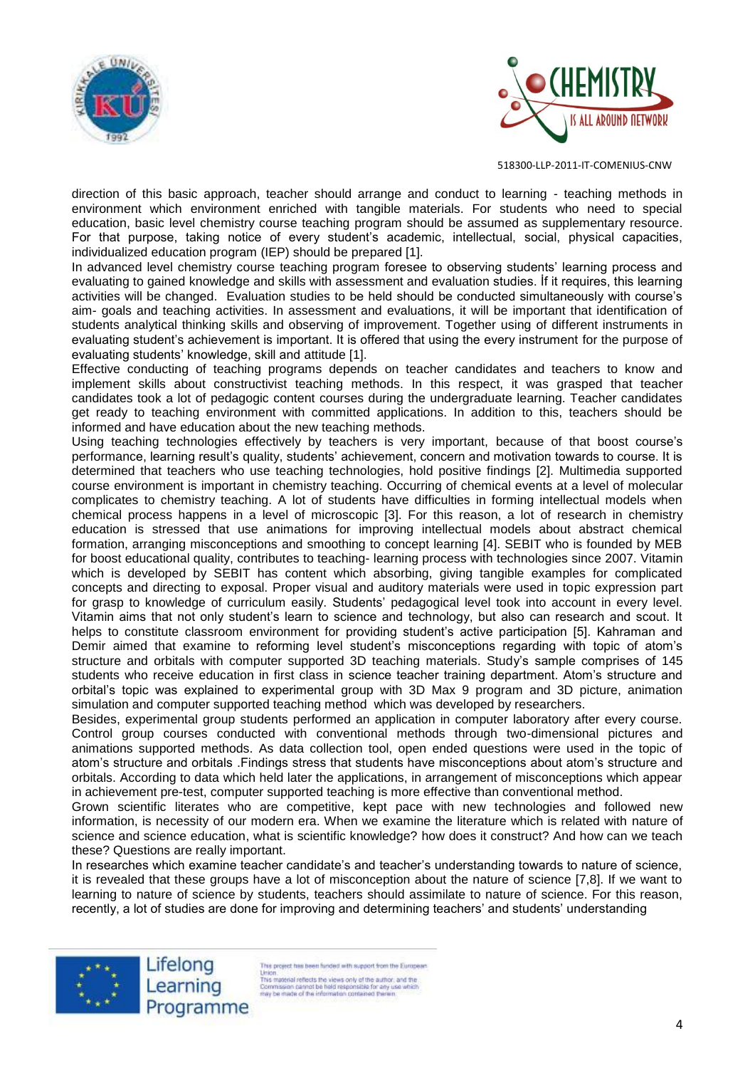direction of this basic approach, teacher should arrange and conduct to learning - teaching methods in environment which environment enriched with tangible materials. For students who need to special education, basic level chemistry course teaching program should be assumed as supplementary resource. For that purpose, taking notice of every student's academic, intellectual, social, physical capacities, individualized education program (IEP) should be prepared [1].

In advanced level chemistry course teaching program foresee to observing students' learning process and evaluating to gained knowledge and skills with assessment and evaluation studies. İf it requires, this learning activities will be changed. Evaluation studies to be held should be conducted simultaneously with course's aim- goals and teaching activities. In assessment and evaluations, it will be important that identification of students analytical thinking skills and observing of improvement. Together using of different instruments in evaluating student's achievement is important. It is offered that using the every instrument for the purpose of evaluating students' knowledge, skill and attitude [1].

Effective conducting of teaching programs depends on teacher candidates and teachers to know and implement skills about constructivist teaching methods. In this respect, it was grasped that teacher candidates took a lot of pedagogic content courses during the undergraduate learning. Teacher candidates get ready to teaching environment with committed applications. In addition to this, teachers should be informed and have education about the new teaching methods.

Using teaching technologies effectively by teachers is very important, because of that boost course's performance, learning result's quality, students' achievement, concern and motivation towards to course. It is determined that teachers who use teaching technologies, hold positive findings [2]. Multimedia supported course environment is important in chemistry teaching. Occurring of chemical events at a level of molecular complicates to chemistry teaching. A lot of students have difficulties in forming intellectual models when chemical process happens in a level of microscopic [3]. For this reason, a lot of research in chemistry education is stressed that use animations for improving intellectual models about abstract chemical formation, arranging misconceptions and smoothing to concept learning [4]. SEBIT who is founded by MEB for boost educational quality, contributes to teaching- learning process with technologies since 2007. Vitamin which is developed by SEBIT has content which absorbing, giving tangible examples for complicated concepts and directing to exposal. Proper visual and auditory materials were used in topic expression part for grasp to knowledge of curriculum easily. Students' pedagogical level took into account in every level. Vitamin aims that not only student's learn to science and technology, but also can research and scout. It helps to constitute classroom environment for providing student's active participation [5]. Kahraman and Demir aimed that examine to reforming level student's misconceptions regarding with topic of atom's structure and orbitals with computer supported 3D teaching materials. Study's sample comprises of 145 students who receive education in first class in science teacher training department. Atom's structure and orbital's topic was explained to experimental group with 3D Max 9 program and 3D picture, animation simulation and computer supported teaching method which was developed by researchers.

Besides, experimental group students performed an application in computer laboratory after every course. Control group courses conducted with conventional methods through two-dimensional pictures and animations supported methods. As data collection tool, open ended questions were used in the topic of atom's structure and orbitals .Findings stress that students have misconceptions about atom's structure and orbitals. According to data which held later the applications, in arrangement of misconceptions which appear in achievement pre-test, computer supported teaching is more effective than conventional method.

Grown scientific literates who are competitive, kept pace with new technologies and followed new information, is necessity of our modern era. When we examine the literature which is related with nature of science and science education, what is scientific knowledge? how does it construct? And how can we teach these? Questions are really important.

In researches which examine teacher candidate's and teacher's understanding towards to nature of science, it is revealed that these groups have a lot of misconception about the nature of science [7,8]. If we want to learning to nature of science by students, teachers should assimilate to nature of science. For this reason, recently, a lot of studies are done for improving and determining teachers' and students' understanding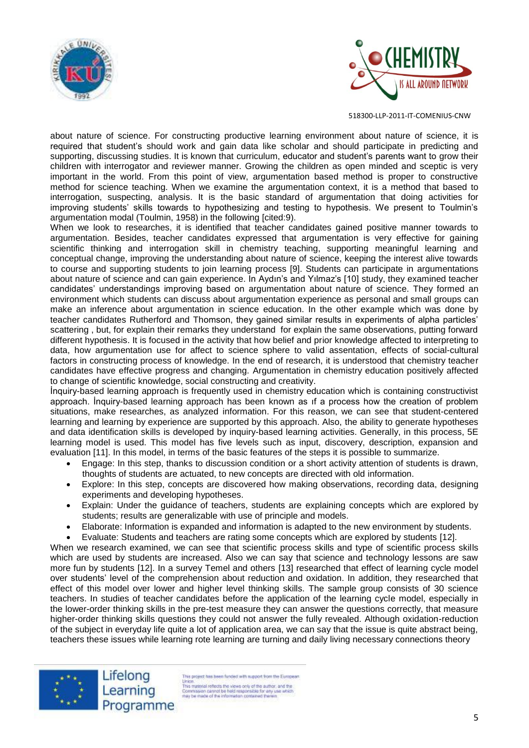about nature of science. For constructing productive learning environment about nature of science, it is required that student's should work and gain data like scholar and should participate in predicting and supporting, discussing studies. It is known that curriculum, educator and student's parents want to grow their children with interrogator and reviewer manner. Growing the children as open minded and sceptic is very important in the world. From this point of view, argumentation based method is proper to constructive method for science teaching. When we examine the argumentation context, it is a method that based to interrogation, suspecting, analysis. It is the basic standard of argumentation that doing activities for improving students' skills towards to hypothesizing and testing to hypothesis. We present to Toulmin's argumentation modal (Toulmin, 1958) in the following [cited:9].

When we look to researches, it is identified that teacher candidates gained positive manner towards to argumentation. Besides, teacher candidates expressed that argumentation is very effective for gaining scientific thinking and interrogation skill in chemistry teaching, supporting meaningful learning and conceptual change, improving the understanding about nature of science, keeping the interest alive towards to course and supporting students to join learning process [9]. Students can participate in argumentations about nature of science and can gain experience. In Aydın's and Yılmaz's [10] study, they examined teacher candidates' understandings improving based on argumentation about nature of science. They formed an environment which students can discuss about argumentation experience as personal and small groups can make an inference about argumentation in science education. In the other example which was done by teacher candidates Rutherford and Thomson, they gained similar results in experiments of alpha particles' scattering , but, for explain their remarks they understand for explain the same observations, putting forward different hypothesis. It is focused in the activity that how belief and prior knowledge affected to interpreting to data, how argumentation use for affect to science sphere to valid assentation, effects of social-cultural factors in constructing process of knowledge. In the end of research, it is understood that chemistry teacher candidates have effective progress and changing. Argumentation in chemistry education positively affected to change of scientific knowledge, social constructing and creativity.

İnquiry-based learning approach is frequently used in chemistry education which is containing constructivist approach. İnquiry-based learning approach has been known as ıf a process how the creation of problem situations, make researches, as analyzed information. For this reason, we can see that student-centered learning and learning by experience are supported by this approach. Also, the ability to generate hypotheses and data identification skills is developed by inquiry-based learning activities. Generally, in this process, 5E learning model is used. This model has five levels such as input, discovery, description, expansion and evaluation [11]. In this model, in terms of the basic features of the steps it is possible to summarize.

- Engage: In this step, thanks to discussion condition or a short activity attention of students is drawn, thoughts of students are actuated, to new concepts are directed with old information.
- Explore: In this step, concepts are discovered how making observations, recording data, designing experiments and developing hypotheses.
- Explain: Under the guidance of teachers, students are explaining concepts which are explored by students; results are generalizable with use of principle and models.
- Elaborate: Information is expanded and information is adapted to the new environment by students.
- Evaluate: Students and teachers are rating some concepts which are explored by students [12].

When we research examined, we can see that scientific process skills and type of scientific process skills which are used by students are increased. Also we can say that science and technology lessons are saw more fun by students [12]. In a survey Temel and others [13] researched that effect of learning cycle model over students' level of the comprehension about reduction and oxidation. In addition, they researched that effect of this model over lower and higher level thinking skills. The sample group consists of 30 science teachers. In studies of teacher candidates before the application of the learning cycle model, especially in the lower-order thinking skills in the pre-test measure they can answer the questions correctly, that measure higher-order thinking skills questions they could not answer the fully revealed. Although oxidation-reduction of the subject in everyday life quite a lot of application area, we can say that the issue is quite abstract being, teachers these issues while learning rote learning are turning and daily living necessary connections theory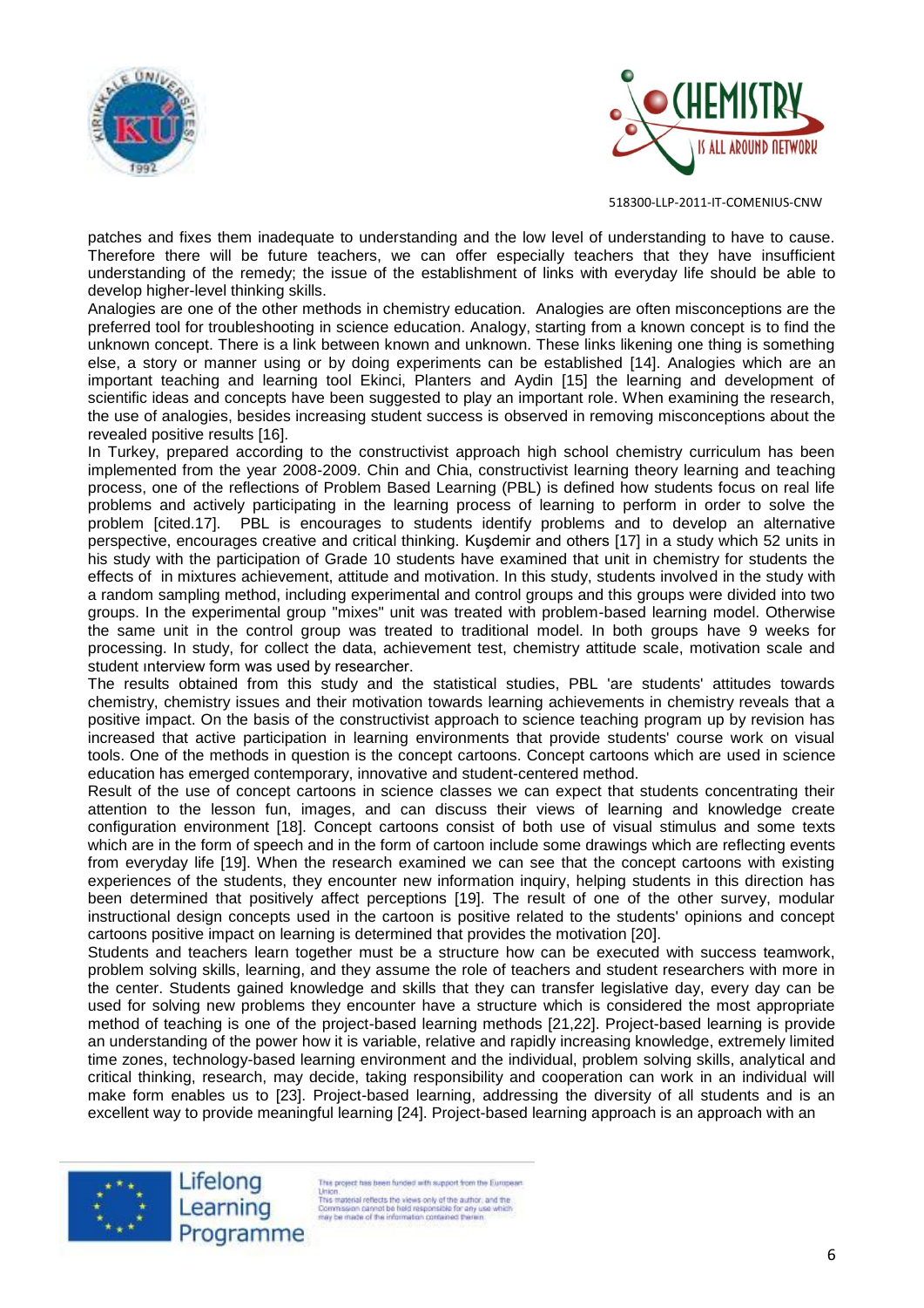patches and fixes them inadequate to understanding and the low level of understanding to have to cause. Therefore there will be future teachers, we can offer especially teachers that they have insufficient understanding of the remedy; the issue of the establishment of links with everyday life should be able to develop higher-level thinking skills.

Analogies are one of the other methods in chemistry education. Analogies are often misconceptions are the preferred tool for troubleshooting in science education. Analogy, starting from a known concept is to find the unknown concept. There is a link between known and unknown. These links likening one thing is something else, a story or manner using or by doing experiments can be established [14]. Analogies which are an important teaching and learning tool Ekinci, Planters and Aydin [15] the learning and development of scientific ideas and concepts have been suggested to play an important role. When examining the research, the use of analogies, besides increasing student success is observed in removing misconceptions about the revealed positive results [16].

In Turkey, prepared according to the constructivist approach high school chemistry curriculum has been implemented from the year 2008-2009. Chin and Chia, constructivist learning theory learning and teaching process, one of the reflections of Problem Based Learning (PBL) is defined how students focus on real life problems and actively participating in the learning process of learning to perform in order to solve the problem [cited.17]. PBL is encourages to students identify problems and to develop an alternative perspective, encourages creative and critical thinking. Kuşdemir and others [17] in a study which 52 units in his study with the participation of Grade 10 students have examined that unit in chemistry for students the effects of in mixtures achievement, attitude and motivation. In this study, students involved in the study with a random sampling method, including experimental and control groups and this groups were divided into two groups. In the experimental group "mixes" unit was treated with problem-based learning model. Otherwise the same unit in the control group was treated to traditional model. In both groups have 9 weeks for processing. In study, for collect the data, achievement test, chemistry attitude scale, motivation scale and student ınterview form was used by researcher.

The results obtained from this study and the statistical studies, PBL 'are students' attitudes towards chemistry, chemistry issues and their motivation towards learning achievements in chemistry reveals that a positive impact. On the basis of the constructivist approach to science teaching program up by revision has increased that active participation in learning environments that provide students' course work on visual tools. One of the methods in question is the concept cartoons. Concept cartoons which are used in science education has emerged contemporary, innovative and student-centered method.

Result of the use of concept cartoons in science classes we can expect that students concentrating their attention to the lesson fun, images, and can discuss their views of learning and knowledge create configuration environment [18]. Concept cartoons consist of both use of visual stimulus and some texts which are in the form of speech and in the form of cartoon include some drawings which are reflecting events from everyday life [19]. When the research examined we can see that the concept cartoons with existing experiences of the students, they encounter new information inquiry, helping students in this direction has been determined that positively affect perceptions [19]. The result of one of the other survey, modular instructional design concepts used in the cartoon is positive related to the students' opinions and concept cartoons positive impact on learning is determined that provides the motivation [20].

Students and teachers learn together must be a structure how can be executed with success teamwork, problem solving skills, learning, and they assume the role of teachers and student researchers with more in the center. Students gained knowledge and skills that they can transfer legislative day, every day can be used for solving new problems they encounter have a structure which is considered the most appropriate method of teaching is one of the project-based learning methods [21,22]. Project-based learning is provide an understanding of the power how it is variable, relative and rapidly increasing knowledge, extremely limited time zones, technology-based learning environment and the individual, problem solving skills, analytical and critical thinking, research, may decide, taking responsibility and cooperation can work in an individual will make form enables us to [23]. Project-based learning, addressing the diversity of all students and is an excellent way to provide meaningful learning [24]. Project-based learning approach is an approach with an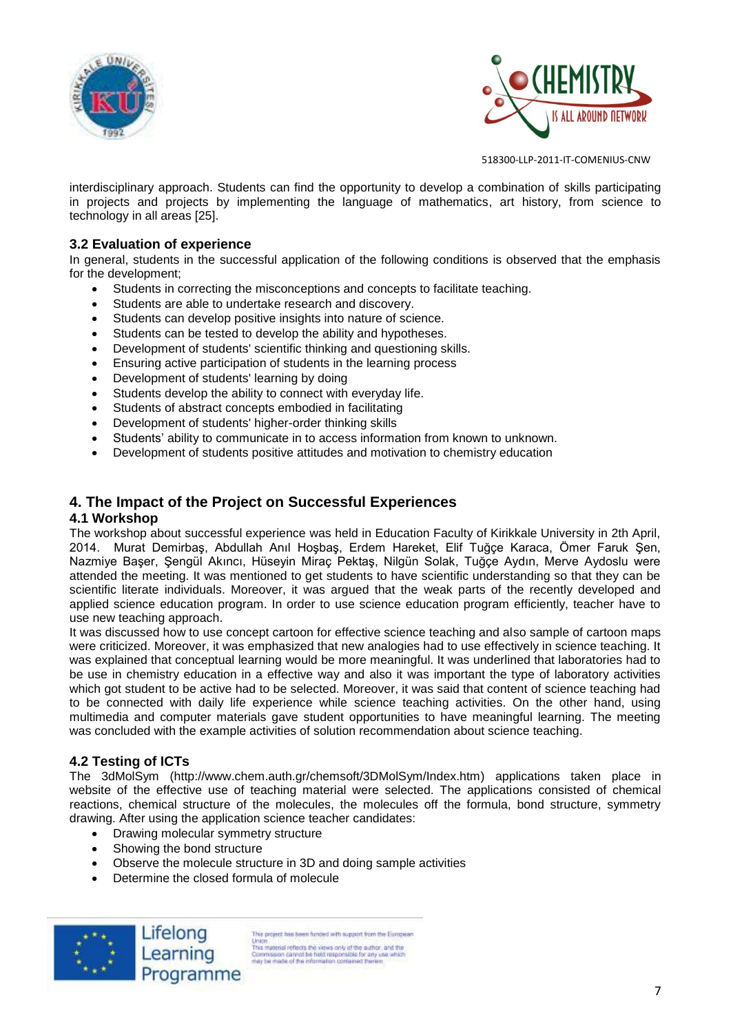interdisciplinary approach. Students can find the opportunity to develop a combination of skills participating in projects and projects by implementing the language of mathematics, art history, from science to technology in all areas [25].

### 3.2 Evaluation of experience

In general, students in the successful application of the following conditions is observed that the emphasis for the development;

- Students in correcting the misconceptions and concepts to facilitate teaching.
- Students are able to undertake research and discovery.
- Students can develop positive insights into nature of science.
- Students can be tested to develop the ability and hypotheses.
- Development of students' scientific thinking and questioning skills.
- Ensuring active participation of students in the learning process
- Development of students' learning by doing
- Students develop the ability to connect with everyday life.
- Students of abstract concepts embodied in facilitating
- Development of students' higher-order thinking skills
- Students' ability to communicate in to access information from known to unknown.
- Development of students positive attitudes and motivation to chemistry education

## 4. The Impact of the Project on Successful Experiences

### 4.1 Workshop

The workshop about successful experience was held in Education Faculty of Kirikkale University in 2th April, 2014. Murat Demirbaş, Abdullah Anıl Hoşbaş, Erdem Hareket, Elif Tuğçe Karaca, Ömer Faruk Şen, Nazmiye Başer, Şengül Akıncı, Hüseyin Miraç Pektaş, Nilgün Solak, Tuğçe Aydın, Merve Aydoslu were attended the meeting. It was mentioned to get students to have scientific understanding so that they can be scientific literate individuals. Moreover, it was argued that the weak parts of the recently developed and applied science education program. In order to use science education program efficiently, teacher have to use new teaching approach.

It was discussed how to use concept cartoon for effective science teaching and also sample of cartoon maps were criticized. Moreover, it was emphasized that new analogies had to use effectively in science teaching. It was explained that conceptual learning would be more meaningful. It was underlined that laboratories had to be use in chemistry education in a effective way and also it was important the type of laboratory activities which got student to be active had to be selected. Moreover, it was said that content of science teaching had to be connected with daily life experience while science teaching activities. On the other hand, using multimedia and computer materials gave student opportunities to have meaningful learning. The meeting was concluded with the example activities of solution recommendation about science teaching.

### 4.2 Testing of ICTs

The 3dMolSym (http://www.chem.auth.gr/chemsoft/3DMolSym/Index.htm) applications taken place in website of the effective use of teaching material were selected. The applications consisted of chemical reactions, chemical structure of the molecules, the molecules off the formula, bond structure, symmetry drawing. After using the application science teacher candidates:

- Drawing molecular symmetry structure
- Showing the bond structure
- Observe the molecule structure in 3D and doing sample activities
- Determine the closed formula of molecule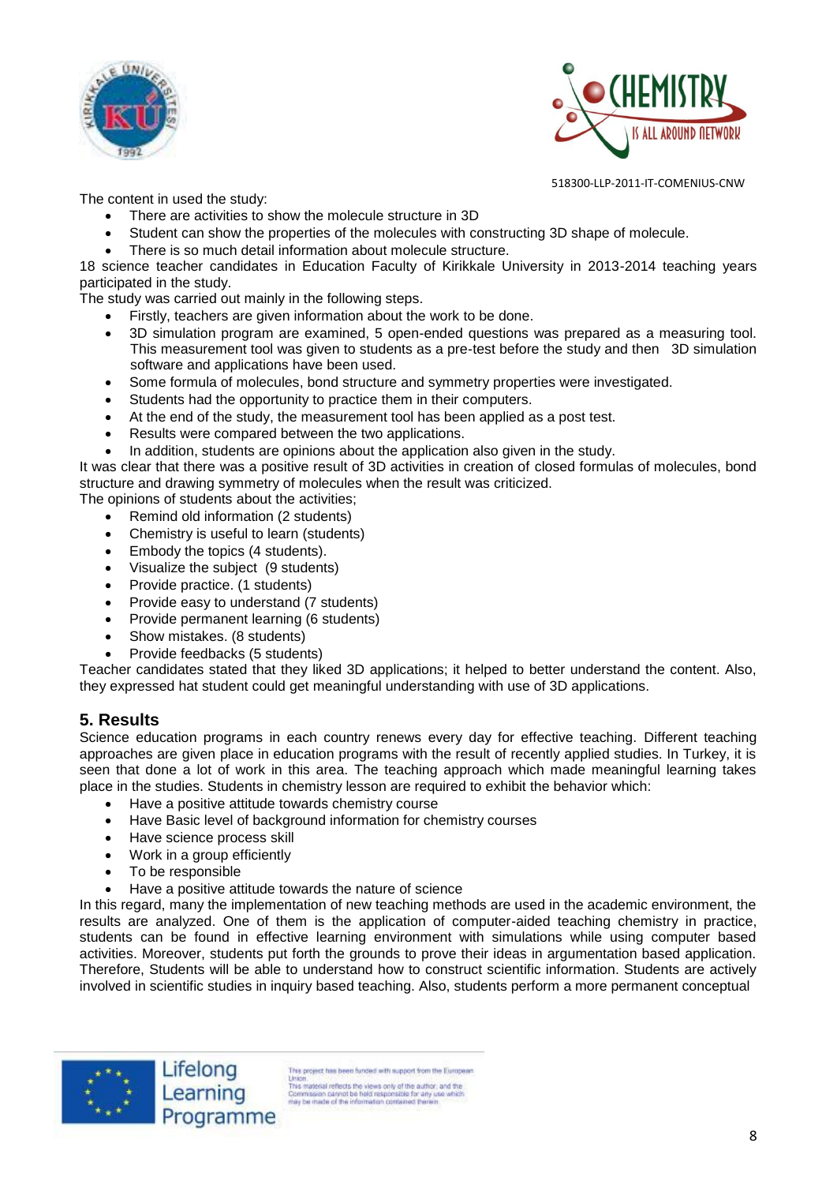The content in used the study:

- There are activities to show the molecule structure in 3D
- Student can show the properties of the molecules with constructing 3D shape of molecule.
- There is so much detail information about molecule structure.

18 science teacher candidates in Education Faculty of Kirikkale University in 2013-2014 teaching years participated in the study.

The study was carried out mainly in the following steps.

- Firstly, teachers are given information about the work to be done.
- 3D simulation program are examined, 5 open-ended questions was prepared as a measuring tool. This measurement tool was given to students as a pre-test before the study and then 3D simulation software and applications have been used.
- Some formula of molecules, bond structure and symmetry properties were investigated.
- Students had the opportunity to practice them in their computers.
- At the end of the study, the measurement tool has been applied as a post test.
- Results were compared between the two applications.
- In addition, students are opinions about the application also given in the study.

It was clear that there was a positive result of 3D activities in creation of closed formulas of molecules, bond structure and drawing symmetry of molecules when the result was criticized.

The opinions of students about the activities;

- Remind old information (2 students)
- Chemistry is useful to learn (students)
- Embody the topics (4 students).
- Visualize the subject (9 students)
- Provide practice. (1 students)
- Provide easy to understand (7 students)
- Provide permanent learning (6 students)
- Show mistakes. (8 students)
- Provide feedbacks (5 students)

Teacher candidates stated that they liked 3D applications; it helped to better understand the content. Also, they expressed hat student could get meaningful understanding with use of 3D applications.

## 5. Results

Science education programs in each country renews every day for effective teaching. Different teaching approaches are given place in education programs with the result of recently applied studies. In Turkey, it is seen that done a lot of work in this area. The teaching approach which made meaningful learning takes place in the studies. Students in chemistry lesson are required to exhibit the behavior which:

- Have a positive attitude towards chemistry course
- Have Basic level of background information for chemistry courses
- Have science process skill
- Work in a group efficiently
- To be responsible
- Have a positive attitude towards the nature of science

In this regard, many the implementation of new teaching methods are used in the academic environment, the results are analyzed. One of them is the application of computer-aided teaching chemistry in practice, students can be found in effective learning environment with simulations while using computer based activities. Moreover, students put forth the grounds to prove their ideas in argumentation based application. Therefore, Students will be able to understand how to construct scientific information. Students are actively involved in scientific studies in inquiry based teaching. Also, students perform a more permanent conceptual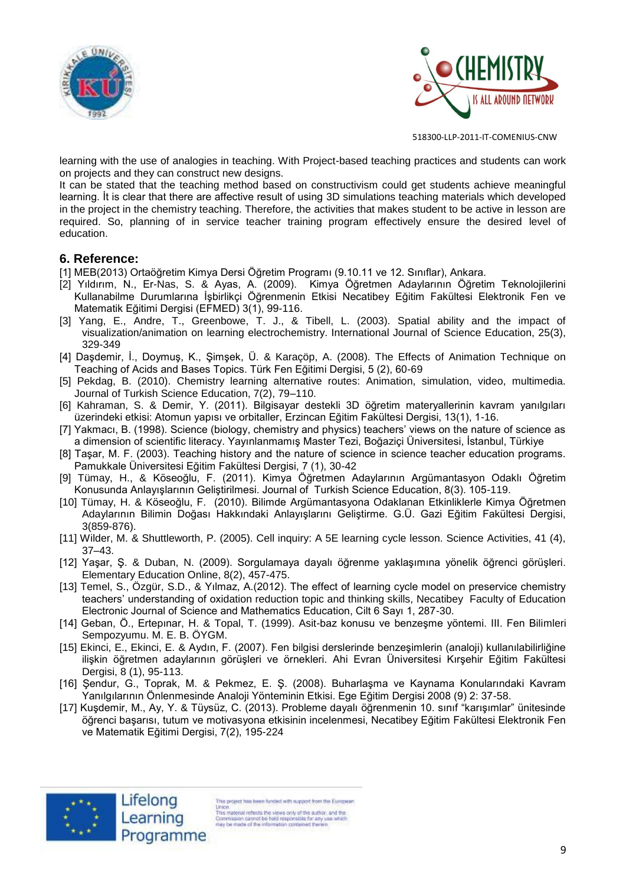learning with the use of analogies in teaching. With Project-based teaching practices and students can work on projects and they can construct new designs.

It can be stated that the teaching method based on constructivism could get students achieve meaningful learning. İt is clear that there are affective result of using 3D simulations teaching materials which developed in the project in the chemistry teaching. Therefore, the activities that makes student to be active in lesson are required. So, planning of in service teacher training program effectively ensure the desired level of education.

## 6. Reference:

[1] MEB(2013) Ortaöğretim Kimya Dersi Öğretim Programı (9.10.11 ve 12. Sınıflar), Ankara.

[2] Yıldırım, N., Er-Nas, S. & Ayas, A. (2009). Kimya Öğretmen Adaylarının Öğretim Teknolojilerini Kullanabilme Durumlarına İşbirlikçi Öğrenmenin Etkisi Necatibey Eğitim Fakültesi Elektronik Fen ve Matematik Eğitimi Dergisi (EFMED) 3(1), 99-116.

[3] Yang, E., Andre, T., Greenbowe, T. J., & Tibell, L. (2003). Spatial ability and the impact of visualization/animation on learning electrochemistry. International Journal of Science Education, 25(3), 329-349

[4] Daşdemir, İ., Doymuş, K., Şimşek, Ü. & Karaçöp, A. (2008). The Effects of Animation Technique on Teaching of Acids and Bases Topics. Türk Fen Eğitimi Dergisi, 5 (2), 60-69

[5] Pekdag, B. (2010). Chemistry learning alternative routes: Animation, simulation, video, multimedia. Journal of Turkish Science Education, 7(2), 79–110.

[6] Kahraman, S. & Demir, Y. (2011). Bilgisayar destekli 3D öğretim materyallerinin kavram yanılgıları üzerindeki etkisi: Atomun yapısı ve orbitaller, Erzincan Eğitim Fakültesi Dergisi, 13(1), 1-16.

[7] Yakmacı, B. (1998). Science (biology, chemistry and physics) teachers' views on the nature of science as a dimension of scientific literacy. Yayınlanmamış Master Tezi, Boğaziçi Üniversitesi, İstanbul, Türkiye

[8] Taşar, M. F. (2003). Teaching history and the nature of science in science teacher education programs. Pamukkale Üniversitesi Eğitim Fakültesi Dergisi, 7 (1), 30-42

[9] Tümay, H., & Köseoğlu, F. (2011). Kimya Öğretmen Adaylarının Argümantasyon Odaklı Öğretim Konusunda Anlayışlarının Geliştirilmesi. Journal of Turkish Science Education, 8(3). 105-119.

[10] Tümay, H. & Köseoğlu, F. (2010). Bilimde Argümantasyona Odaklanan Etkinliklerle Kimya Öğretmen Adaylarının Bilimin Doğası Hakkındaki Anlayışlarını Geliştirme. G.Ü. Gazi Eğitim Fakültesi Dergisi, 3(859-876).

[11] Wilder, M. & Shuttleworth, P. (2005). Cell inquiry: A 5E learning cycle lesson. Science Activities, 41 (4), 37–43.

[12] Yaşar, Ş. & Duban, N. (2009). Sorgulamaya dayalı öğrenme yaklaşımına yönelik öğrenci görüşleri. Elementary Education Online, 8(2), 457-475.

[13] Temel, S., Özgür, S.D., & Yılmaz, A.(2012). The effect of learning cycle model on preservice chemistry teachers' understanding of oxidation reduction topic and thinking skills, Necatibey Faculty of Education Electronic Journal of Science and Mathematics Education, Cilt 6 Sayı 1, 287-30.

[14] Geban, Ö., Ertepınar, H. & Topal, T. (1999). Asit-baz konusu ve benzeşme yöntemi. III. Fen Bilimleri Sempozyumu. M. E. B. ÖYGM.

[15] Ekinci, E., Ekinci, E. & Aydın, F. (2007). Fen bilgisi derslerinde benzeşimlerin (analoji) kullanılabilirliğine ilişkin öğretmen adaylarının görüşleri ve örnekleri. Ahi Evran Üniversitesi Kırşehir Eğitim Fakültesi Dergisi, 8 (1), 95-113.

[16] Şendur, G., Toprak, M. & Pekmez, E. Ş. (2008). Buharlaşma ve Kaynama Konularındaki Kavram Yanılgılarının Önlenmesinde Analoji Yönteminin Etkisi. Ege Eğitim Dergisi 2008 (9) 2: 37-58.

[17] Kuşdemir, M., Ay, Y. & Tüysüz, C. (2013). Probleme dayalı öğrenmenin 10. sınıf "karışımlar" ünitesinde öğrenci başarısı, tutum ve motivasyona etkisinin incelenmesi, Necatibey Eğitim Fakültesi Elektronik Fen ve Matematik Eğitimi Dergisi, 7(2), 195-224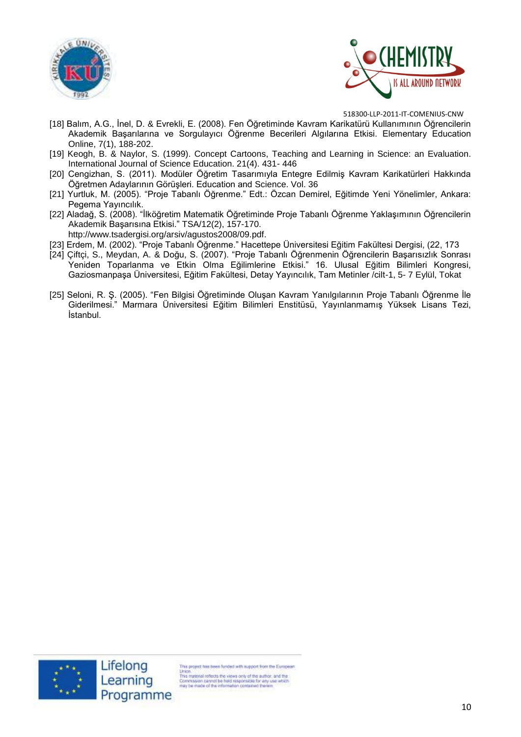[18] Balım, A.G., İnel, D. & Evrekli, E. (2008). Fen Öğretiminde Kavram Karikatürü Kullanımının Öğrencilerin Akademik Başarılarına ve Sorgulayıcı Öğrenme Becerileri Algılarına Etkisi. Elementary Education Online, 7(1), 188-202.

[19] Keogh, B. & Naylor, S. (1999). Concept Cartoons, Teaching and Learning in Science: an Evaluation. International Journal of Science Education. 21(4). 431- 446

[20] Cengizhan, S. (2011). Modüler Öğretim Tasarımıyla Entegre Edilmiş Kavram Karikatürleri Hakkında Öğretmen Adaylarının Görüşleri. Education and Science. Vol. 36

[21] Yurtluk, M. (2005). "Proje Tabanlı Öğrenme." Edt.: Özcan Demirel, Eğitimde Yeni Yönelimler, Ankara: Pegema Yayıncılık.

[22] Aladağ, S. (2008). "İlköğretim Matematik Öğretiminde Proje Tabanlı Öğrenme Yaklaşımının Öğrencilerin Akademik Başarısına Etkisi." TSA/12(2), 157-170. http://www.tsadergisi.org/arsiv/agustos2008/09.pdf.

[23] Erdem, M. (2002). "Proje Tabanlı Öğrenme." Hacettepe Üniversitesi Eğitim Fakültesi Dergisi, (22, 173

[24] Çiftçi, S., Meydan, A. & Doğu, S. (2007). "Proje Tabanlı Öğrenmenin Öğrencilerin Başarısızlık Sonrası Yeniden Toparlanma ve Etkin Olma Eğilimlerine Etkisi." 16. Ulusal Eğitim Bilimleri Kongresi, Gaziosmanpaşa Üniversitesi, Eğitim Fakültesi, Detay Yayıncılık, Tam Metinler /cilt-1, 5- 7 Eylül, Tokat

[25] Seloni, R. Ş. (2005). "Fen Bilgisi Öğretiminde Oluşan Kavram Yanılgılarının Proje Tabanlı Öğrenme İle Giderilmesi." Marmara Üniversitesi Eğitim Bilimleri Enstitüsü, Yayınlanmamış Yüksek Lisans Tezi, İstanbul.